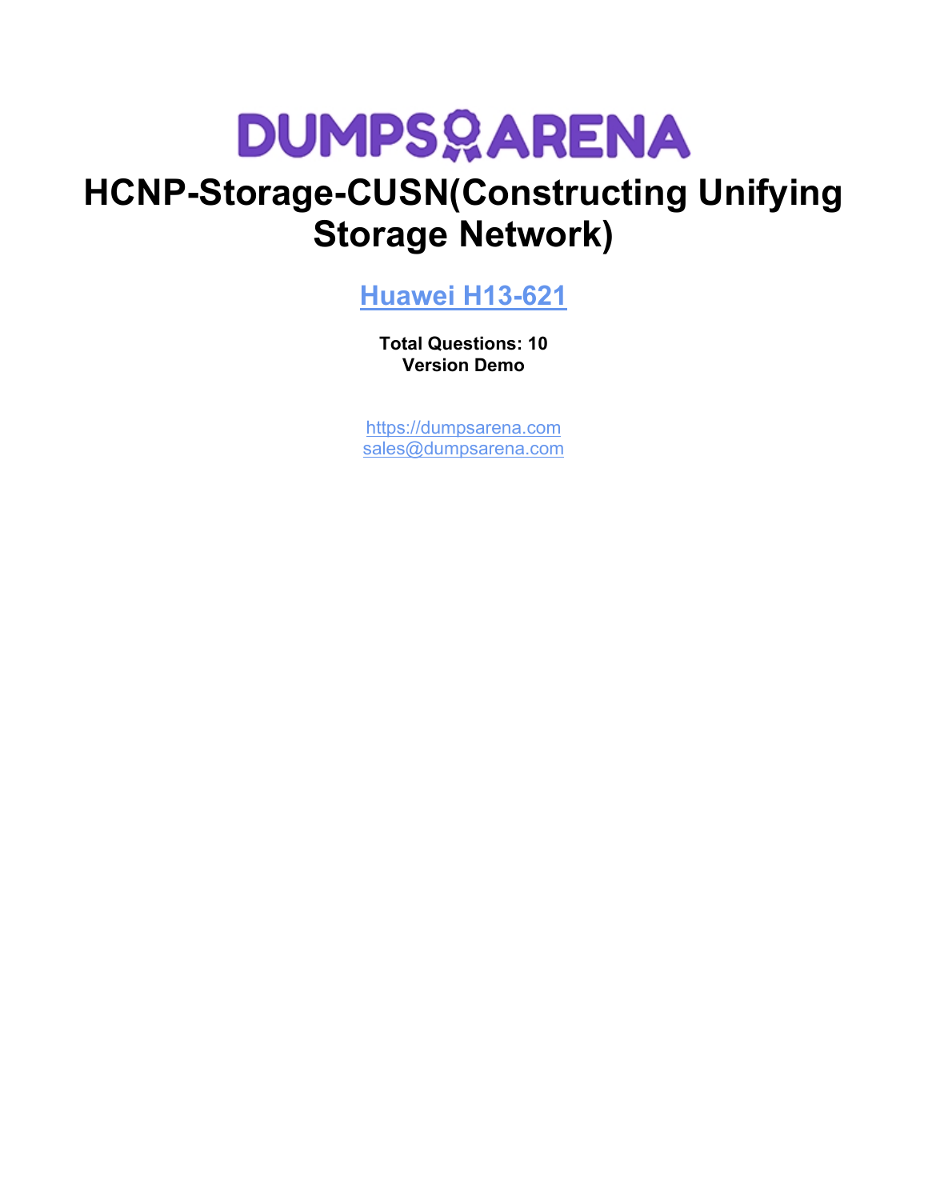# DUMPSARENA

# HCNP-Storage-CUSN(Constructing Unifying Storage Network)

## Huawei H13-621

**Total Questions: 10**
**Version Demo**

https://dumpsarena.com
sales@dumpsarena.com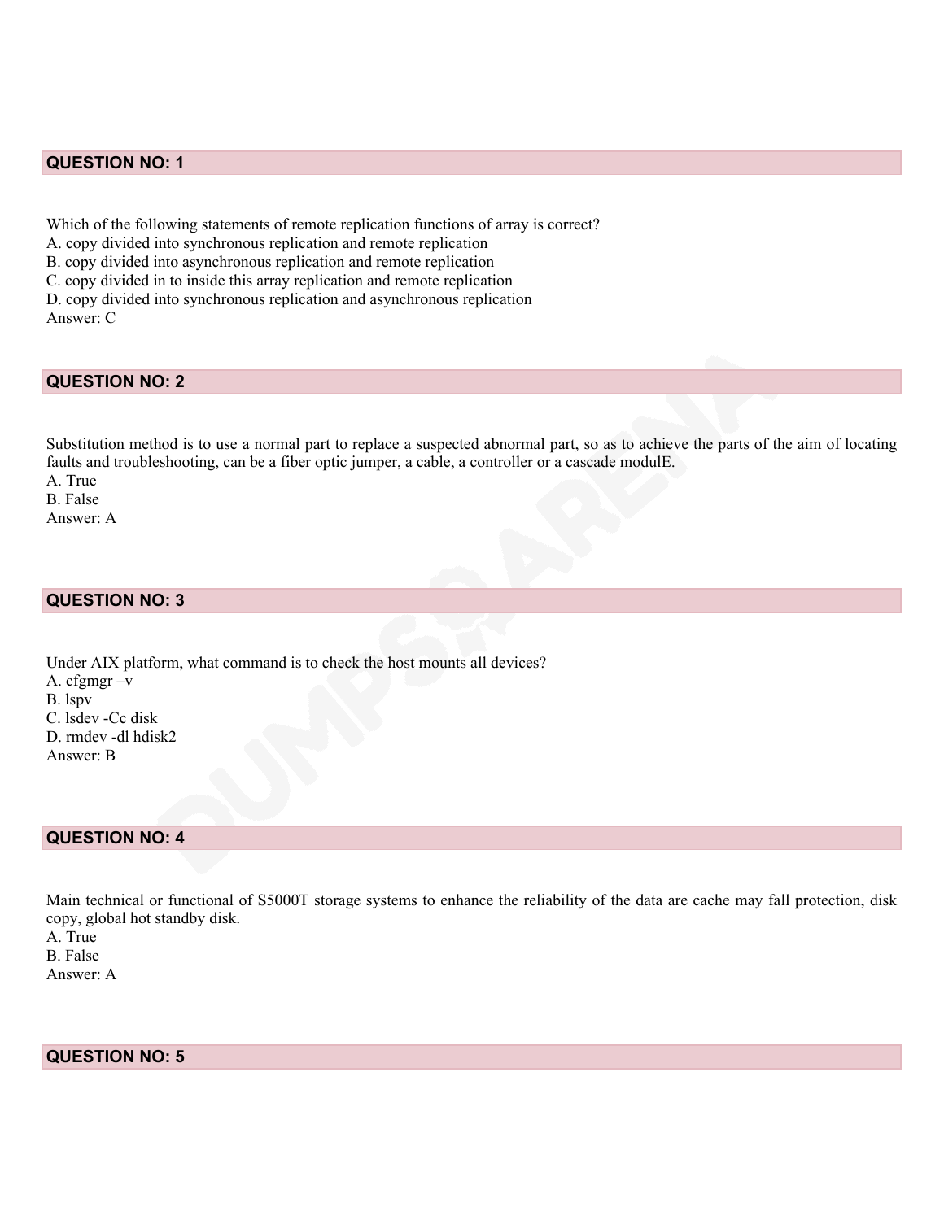## QUESTION NO: 1

Which of the following statements of remote replication functions of array is correct?
A. copy divided into synchronous replication and remote replication
B. copy divided into asynchronous replication and remote replication
C. copy divided in to inside this array replication and remote replication
D. copy divided into synchronous replication and asynchronous replication
Answer: C

## QUESTION NO: 2

Substitution method is to use a normal part to replace a suspected abnormal part, so as to achieve the parts of the aim of locating faults and troubleshooting, can be a fiber optic jumper, a cable, a controller or a cascade modulE.
A. True
B. False
Answer: A

## QUESTION NO: 3

Under AIX platform, what command is to check the host mounts all devices?
A. cfgmgr –v
B. lspv
C. lsdev -Cc disk
D. rmdev -dl hdisk2
Answer: B

## QUESTION NO: 4

Main technical or functional of S5000T storage systems to enhance the reliability of the data are cache may fall protection, disk copy, global hot standby disk.
A. True
B. False
Answer: A

## QUESTION NO: 5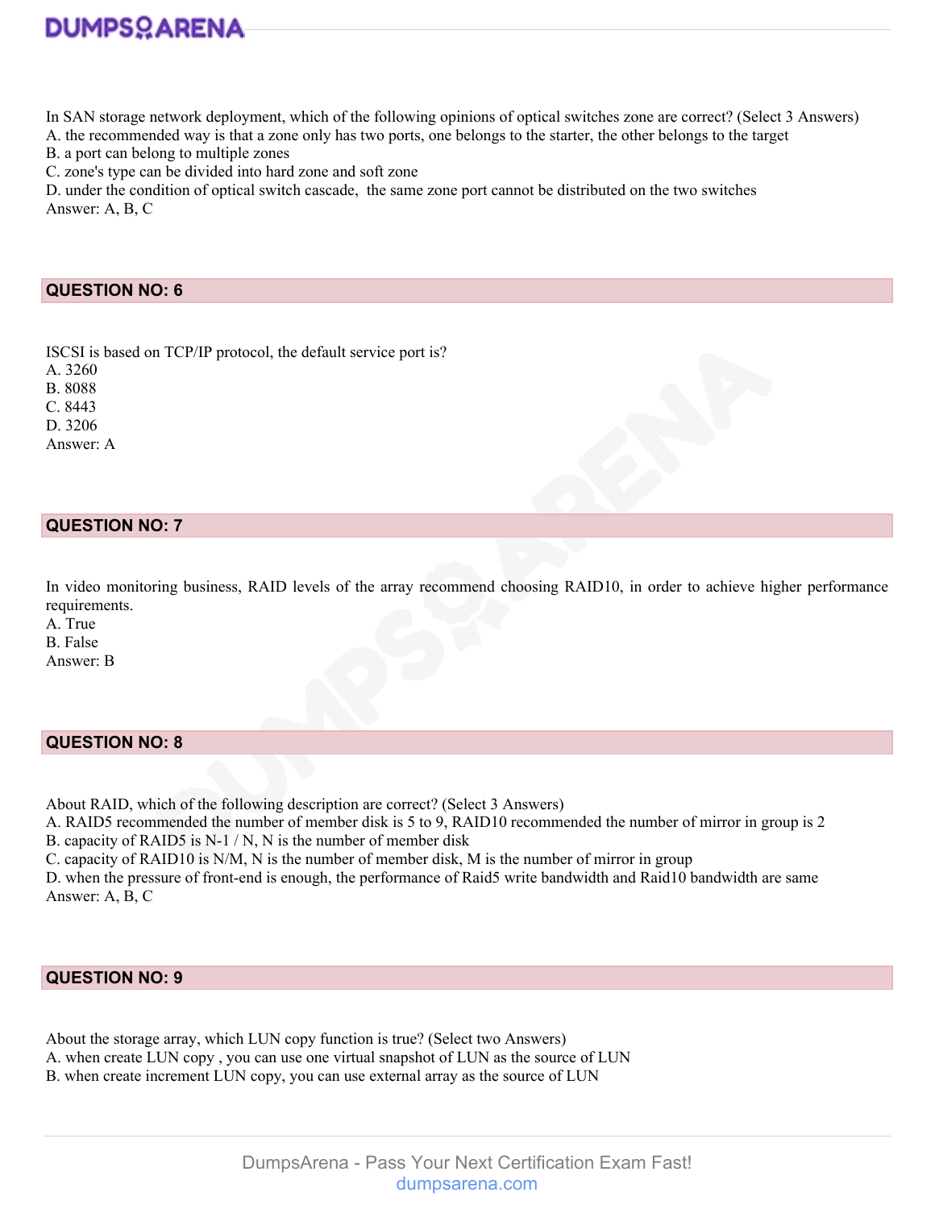In SAN storage network deployment, which of the following opinions of optical switches zone are correct? (Select 3 Answers)
A. the recommended way is that a zone only has two ports, one belongs to the starter, the other belongs to the target
B. a port can belong to multiple zones
C. zone's type can be divided into hard zone and soft zone
D. under the condition of optical switch cascade, the same zone port cannot be distributed on the two switches
Answer: A, B, C

## QUESTION NO: 6

ISCSI is based on TCP/IP protocol, the default service port is?
A. 3260
B. 8088
C. 8443
D. 3206
Answer: A

## QUESTION NO: 7

In video monitoring business, RAID levels of the array recommend choosing RAID10, in order to achieve higher performance requirements.
A. True
B. False
Answer: B

## QUESTION NO: 8

About RAID, which of the following description are correct? (Select 3 Answers)
A. RAID5 recommended the number of member disk is 5 to 9, RAID10 recommended the number of mirror in group is 2
B. capacity of RAID5 is N-1 / N, N is the number of member disk
C. capacity of RAID10 is N/M, N is the number of member disk, M is the number of mirror in group
D. when the pressure of front-end is enough, the performance of Raid5 write bandwidth and Raid10 bandwidth are same
Answer: A, B, C

## QUESTION NO: 9

About the storage array, which LUN copy function is true? (Select two Answers)
A. when create LUN copy , you can use one virtual snapshot of LUN as the source of LUN
B. when create increment LUN copy, you can use external array as the source of LUN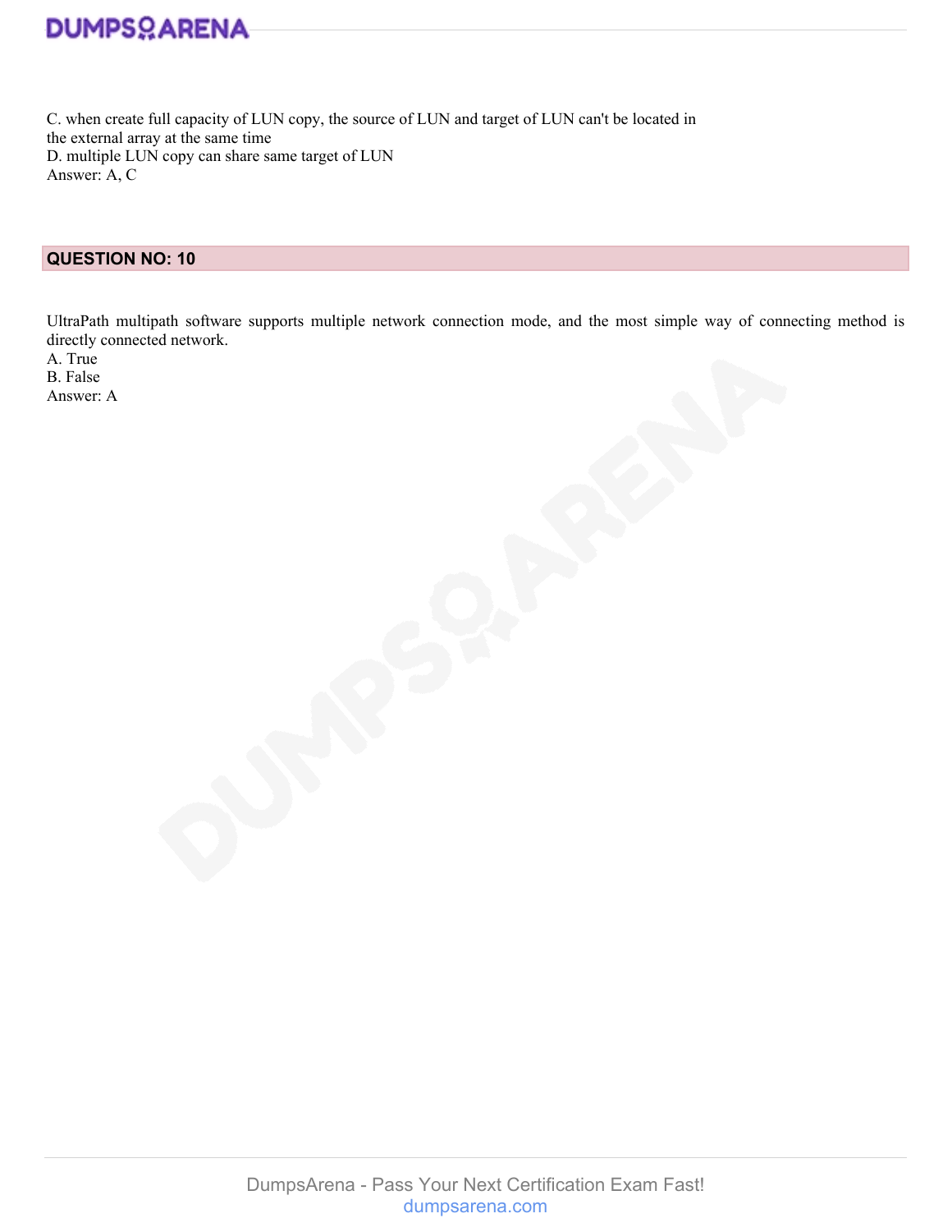C. when create full capacity of LUN copy, the source of LUN and target of LUN can't be located in the external array at the same time
D. multiple LUN copy can share same target of LUN
Answer: A, C

**QUESTION NO: 10**

UltraPath multipath software supports multiple network connection mode, and the most simple way of connecting method is directly connected network.
A. True
B. False
Answer: A